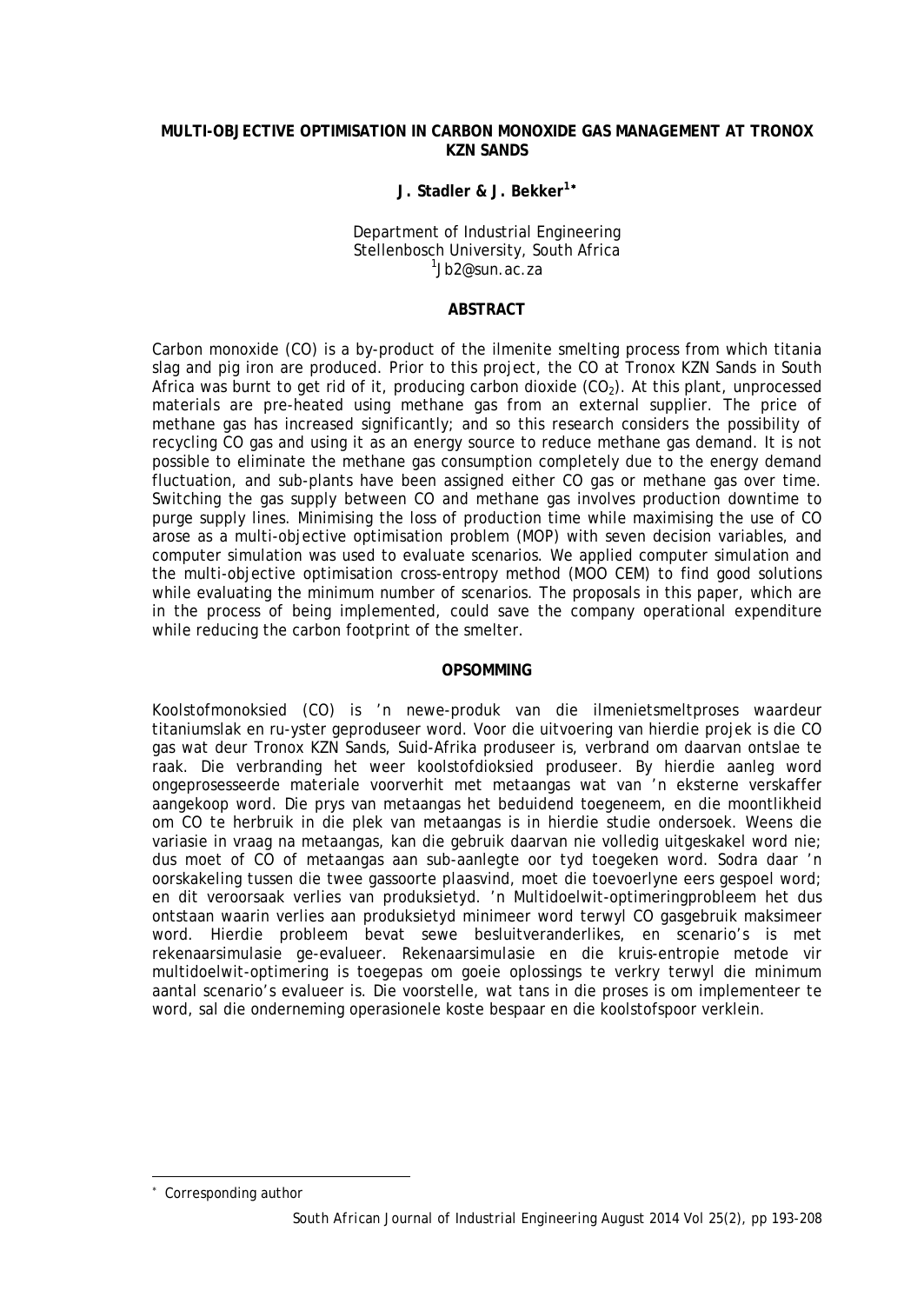# MULTI-OBJECTIVE OPTIMISATION IN CARBON MONOXIDE GAS MANAGEMENT AT TRONOX KZN SANDS

**J. Stadler & J. Bekker[1]***

Department of Industrial Engineering
Stellenbosch University, South Africa
[1]Jb2@sun.ac.za

## ABSTRACT

Carbon monoxide (CO) is a by-product of the ilmenite smelting process from which titania slag and pig iron are produced. Prior to this project, the CO at Tronox KZN Sands in South Africa was burnt to get rid of it, producing carbon dioxide ($CO_2$). At this plant, unprocessed materials are pre-heated using methane gas from an external supplier. The price of methane gas has increased significantly; and so this research considers the possibility of recycling CO gas and using it as an energy source to reduce methane gas demand. It is not possible to eliminate the methane gas consumption completely due to the energy demand fluctuation, and sub-plants have been assigned either CO gas or methane gas over time. Switching the gas supply between CO and methane gas involves production downtime to purge supply lines. Minimising the loss of production time while maximising the use of CO arose as a multi-objective optimisation problem (MOP) with seven decision variables, and computer simulation was used to evaluate scenarios. We applied computer simulation and the multi-objective optimisation cross-entropy method (MOO CEM) to find good solutions while evaluating the minimum number of scenarios. The proposals in this paper, which are in the process of being implemented, could save the company operational expenditure while reducing the carbon footprint of the smelter.

## OPSOMMING

Koolstofmonoksied (CO) is 'n newe-produk van die ilmenietsmeltproses waardeur titaniumslak en ru-yster geproduseer word. Voor die uitvoering van hierdie projek is die CO gas wat deur Tronox KZN Sands, Suid-Afrika produseer is, verbrand om daarvan ontslae te raak. Die verbranding het weer koolstofdioksied produseer. By hierdie aanleg word ongeprosesseerde materiale voorverhit met metaangas wat van 'n eksterne verskaffer aangekoop word. Die prys van metaangas het beduidend toegeneem, en die moontlikheid om CO te herbruik in die plek van metaangas is in hierdie studie ondersoek. Weens die variasie in vraag na metaangas, kan die gebruik daarvan nie volledig uitgeskakel word nie; dus moet of CO of metaangas aan sub-aanlegte oor tyd toegeken word. Sodra daar 'n oorskakeling tussen die twee gassoorte plaasvind, moet die toevoerlyne eers gespoel word; en dit veroorsaak verlies van produksietyd. 'n Multidoelwit-optimeringprobleem het dus ontstaan waarin verlies aan produksietyd minimeer word terwyl CO gasgebruik maksimeer word. Hierdie probleem bevat sewe besluitveranderlikes, en scenario's is met rekenaarsimulasie ge-evalueer. Rekenaarsimulasie en die kruis-entropie metode vir multidoelwit-optimering is toegepas om goeie oplossings te verkry terwyl die minimum aantal scenario's evalueer is. Die voorstelle, wat tans in die proses is om implementeer te word, sal die onderneming operasionele koste bespaar en die koolstofspoor verklein.

---

* Corresponding author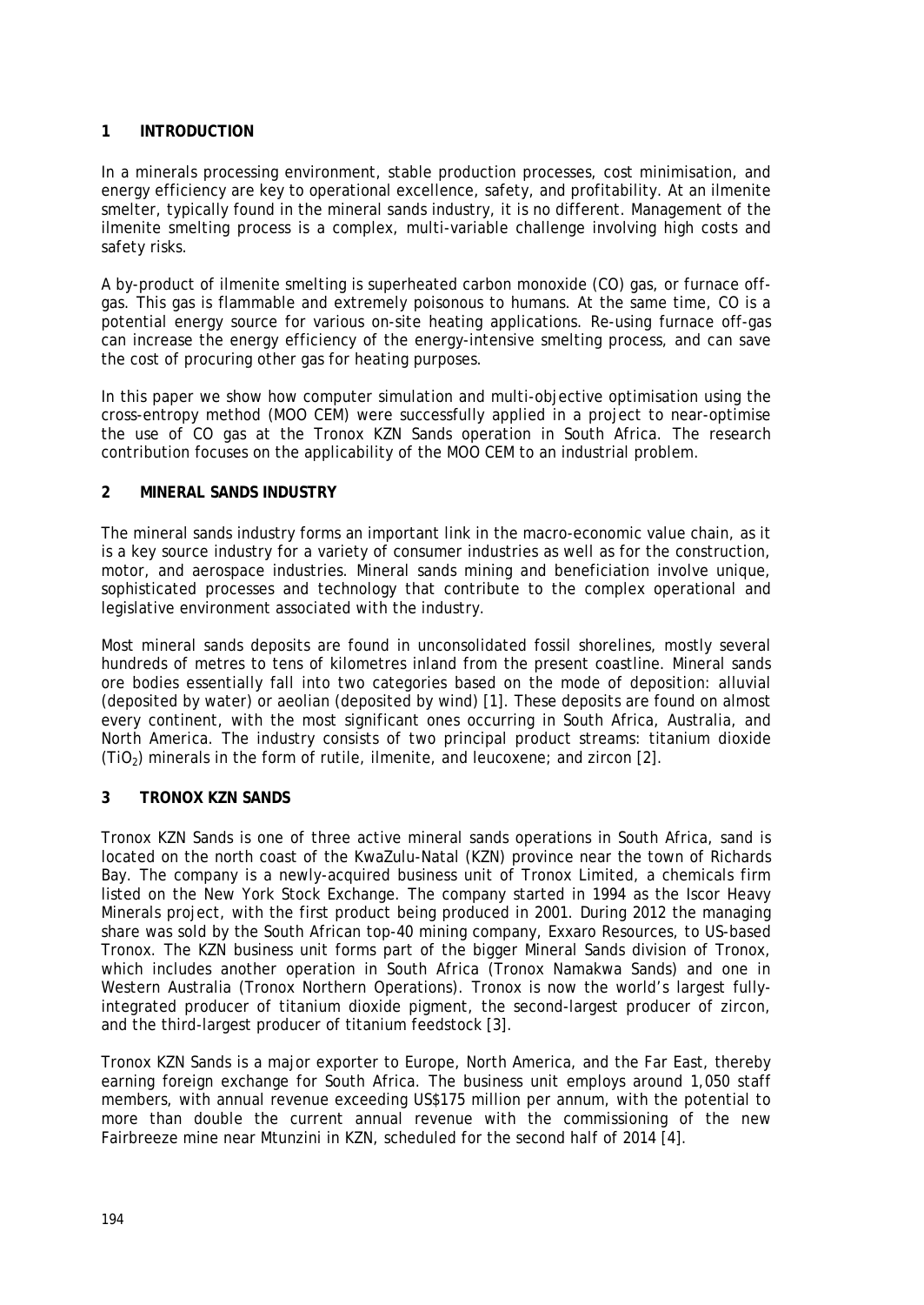## 1 INTRODUCTION

In a minerals processing environment, stable production processes, cost minimisation, and energy efficiency are key to operational excellence, safety, and profitability. At an ilmenite smelter, typically found in the mineral sands industry, it is no different. Management of the ilmenite smelting process is a complex, multi-variable challenge involving high costs and safety risks.

A by-product of ilmenite smelting is superheated carbon monoxide (CO) gas, or furnace off-gas. This gas is flammable and extremely poisonous to humans. At the same time, CO is a potential energy source for various on-site heating applications. Re-using furnace off-gas can increase the energy efficiency of the energy-intensive smelting process, and can save the cost of procuring other gas for heating purposes.

In this paper we show how computer simulation and multi-objective optimisation using the cross-entropy method (MOO CEM) were successfully applied in a project to near-optimise the use of CO gas at the Tronox KZN Sands operation in South Africa. The research contribution focuses on the applicability of the MOO CEM to an industrial problem.

## 2 MINERAL SANDS INDUSTRY

The mineral sands industry forms an important link in the macro-economic value chain, as it is a key source industry for a variety of consumer industries as well as for the construction, motor, and aerospace industries. Mineral sands mining and beneficiation involve unique, sophisticated processes and technology that contribute to the complex operational and legislative environment associated with the industry.

Most mineral sands deposits are found in unconsolidated fossil shorelines, mostly several hundreds of metres to tens of kilometres inland from the present coastline. Mineral sands ore bodies essentially fall into two categories based on the mode of deposition: alluvial (deposited by water) or aeolian (deposited by wind) [1]. These deposits are found on almost every continent, with the most significant ones occurring in South Africa, Australia, and North America. The industry consists of two principal product streams: titanium dioxide ($TiO_2$) minerals in the form of rutile, ilmenite, and leucoxene; and zircon [2].

## 3 TRONOX KZN SANDS

Tronox KZN Sands is one of three active mineral sands operations in South Africa, sand is located on the north coast of the KwaZulu-Natal (KZN) province near the town of Richards Bay. The company is a newly-acquired business unit of Tronox Limited, a chemicals firm listed on the New York Stock Exchange. The company started in 1994 as the Iscor Heavy Minerals project, with the first product being produced in 2001. During 2012 the managing share was sold by the South African top-40 mining company, Exxaro Resources, to US-based Tronox. The KZN business unit forms part of the bigger Mineral Sands division of Tronox, which includes another operation in South Africa (Tronox Namakwa Sands) and one in Western Australia (Tronox Northern Operations). Tronox is now the world's largest fully-integrated producer of titanium dioxide pigment, the second-largest producer of zircon, and the third-largest producer of titanium feedstock [3].

Tronox KZN Sands is a major exporter to Europe, North America, and the Far East, thereby earning foreign exchange for South Africa. The business unit employs around 1,050 staff members, with annual revenue exceeding US$175 million per annum, with the potential to more than double the current annual revenue with the commissioning of the new Fairbreeze mine near Mtunzini in KZN, scheduled for the second half of 2014 [4].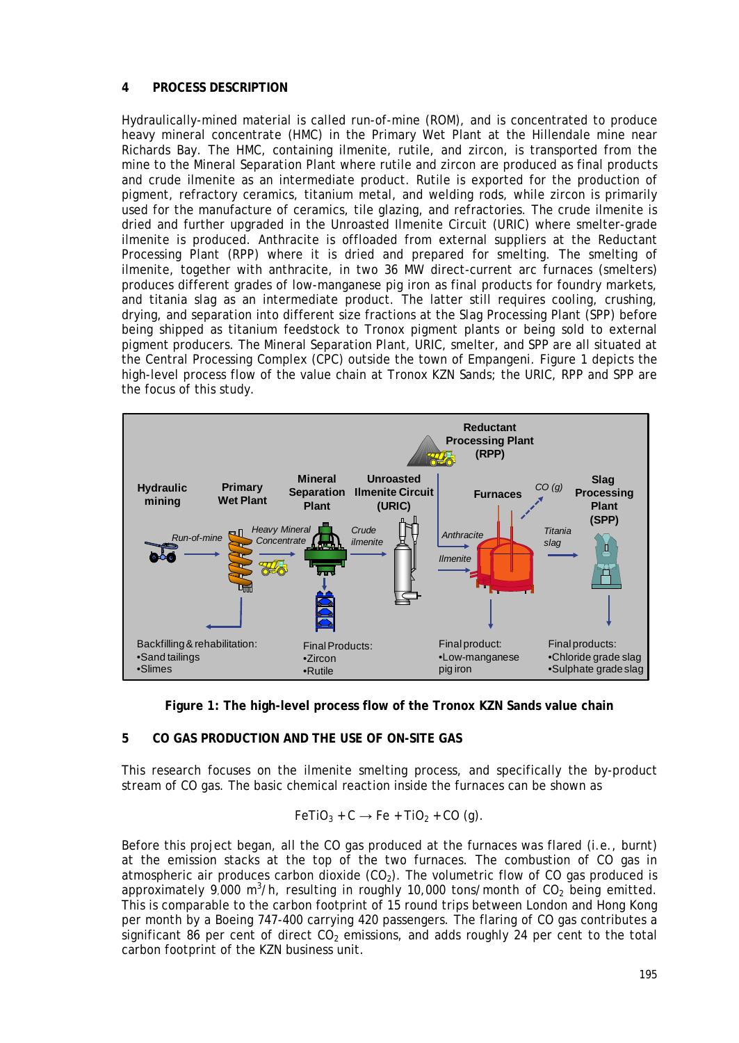## 4 PROCESS DESCRIPTION

Hydraulically-mined material is called run-of-mine (ROM), and is concentrated to produce heavy mineral concentrate (HMC) in the Primary Wet Plant at the Hillendale mine near Richards Bay. The HMC, containing ilmenite, rutile, and zircon, is transported from the mine to the Mineral Separation Plant where rutile and zircon are produced as final products and crude ilmenite as an intermediate product. Rutile is exported for the production of pigment, refractory ceramics, titanium metal, and welding rods, while zircon is primarily used for the manufacture of ceramics, tile glazing, and refractories. The crude ilmenite is dried and further upgraded in the Unroasted Ilmenite Circuit (URIC) where smelter-grade ilmenite is produced. Anthracite is offloaded from external suppliers at the Reductant Processing Plant (RPP) where it is dried and prepared for smelting. The smelting of ilmenite, together with anthracite, in two 36 MW direct-current arc furnaces (smelters) produces different grades of low-manganese pig iron as final products for foundry markets, and titania slag as an intermediate product. The latter still requires cooling, crushing, drying, and separation into different size fractions at the Slag Processing Plant (SPP) before being shipped as titanium feedstock to Tronox pigment plants or being sold to external pigment producers. The Mineral Separation Plant, URIC, smelter, and SPP are all situated at the Central Processing Complex (CPC) outside the town of Empangeni. Figure 1 depicts the high-level process flow of the value chain at Tronox KZN Sands; the URIC, RPP and SPP are the focus of this study.

**Figure 1: The high-level process flow of the Tronox KZN Sands value chain**

## 5 CO GAS PRODUCTION AND THE USE OF ON-SITE GAS

This research focuses on the ilmenite smelting process, and specifically the by-product stream of CO gas. The basic chemical reaction inside the furnaces can be shown as

$$FeTiO_3 + C \rightarrow Fe + TiO_2 + CO\ (g).$$

Before this project began, all the CO gas produced at the furnaces was flared (i.e., burnt) at the emission stacks at the top of the two furnaces. The combustion of CO gas in atmospheric air produces carbon dioxide ($CO_2$). The volumetric flow of CO gas produced is approximately 9,000 $m^3/h$, resulting in roughly 10,000 tons/month of $CO_2$ being emitted. This is comparable to the carbon footprint of 15 round trips between London and Hong Kong per month by a Boeing 747-400 carrying 420 passengers. The flaring of CO gas contributes a significant 86 per cent of direct $CO_2$ emissions, and adds roughly 24 per cent to the total carbon footprint of the KZN business unit.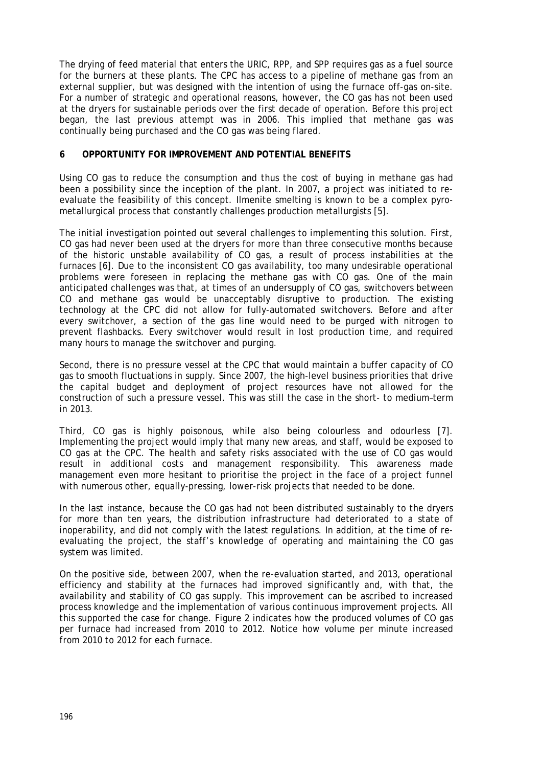The drying of feed material that enters the URIC, RPP, and SPP requires gas as a fuel source for the burners at these plants. The CPC has access to a pipeline of methane gas from an external supplier, but was designed with the intention of using the furnace off-gas on-site. For a number of strategic and operational reasons, however, the CO gas has not been used at the dryers for sustainable periods over the first decade of operation. Before this project began, the last previous attempt was in 2006. This implied that methane gas was continually being purchased and the CO gas was being flared.

## 6 OPPORTUNITY FOR IMPROVEMENT AND POTENTIAL BENEFITS

Using CO gas to reduce the consumption and thus the cost of buying in methane gas had been a possibility since the inception of the plant. In 2007, a project was initiated to re-evaluate the feasibility of this concept. Ilmenite smelting is known to be a complex pyro-metallurgical process that constantly challenges production metallurgists [5].

The initial investigation pointed out several challenges to implementing this solution. First, CO gas had never been used at the dryers for more than three consecutive months because of the historic unstable availability of CO gas, a result of process instabilities at the furnaces [6]. Due to the inconsistent CO gas availability, too many undesirable operational problems were foreseen in replacing the methane gas with CO gas. One of the main anticipated challenges was that, at times of an undersupply of CO gas, switchovers between CO and methane gas would be unacceptably disruptive to production. The existing technology at the CPC did not allow for fully-automated switchovers. Before and after every switchover, a section of the gas line would need to be purged with nitrogen to prevent flashbacks. Every switchover would result in lost production time, and required many hours to manage the switchover and purging.

Second, there is no pressure vessel at the CPC that would maintain a buffer capacity of CO gas to smooth fluctuations in supply. Since 2007, the high-level business priorities that drive the capital budget and deployment of project resources have not allowed for the construction of such a pressure vessel. This was still the case in the short- to medium–term in 2013.

Third, CO gas is highly poisonous, while also being colourless and odourless [7]. Implementing the project would imply that many new areas, and staff, would be exposed to CO gas at the CPC. The health and safety risks associated with the use of CO gas would result in additional costs and management responsibility. This awareness made management even more hesitant to prioritise the project in the face of a project funnel with numerous other, equally-pressing, lower-risk projects that needed to be done.

In the last instance, because the CO gas had not been distributed sustainably to the dryers for more than ten years, the distribution infrastructure had deteriorated to a state of inoperability, and did not comply with the latest regulations. In addition, at the time of re-evaluating the project, the staff's knowledge of operating and maintaining the CO gas system was limited.

On the positive side, between 2007, when the re-evaluation started, and 2013, operational efficiency and stability at the furnaces had improved significantly and, with that, the availability and stability of CO gas supply. This improvement can be ascribed to increased process knowledge and the implementation of various continuous improvement projects. All this supported the case for change. Figure 2 indicates how the produced volumes of CO gas per furnace had increased from 2010 to 2012. Notice how volume per minute increased from 2010 to 2012 for each furnace.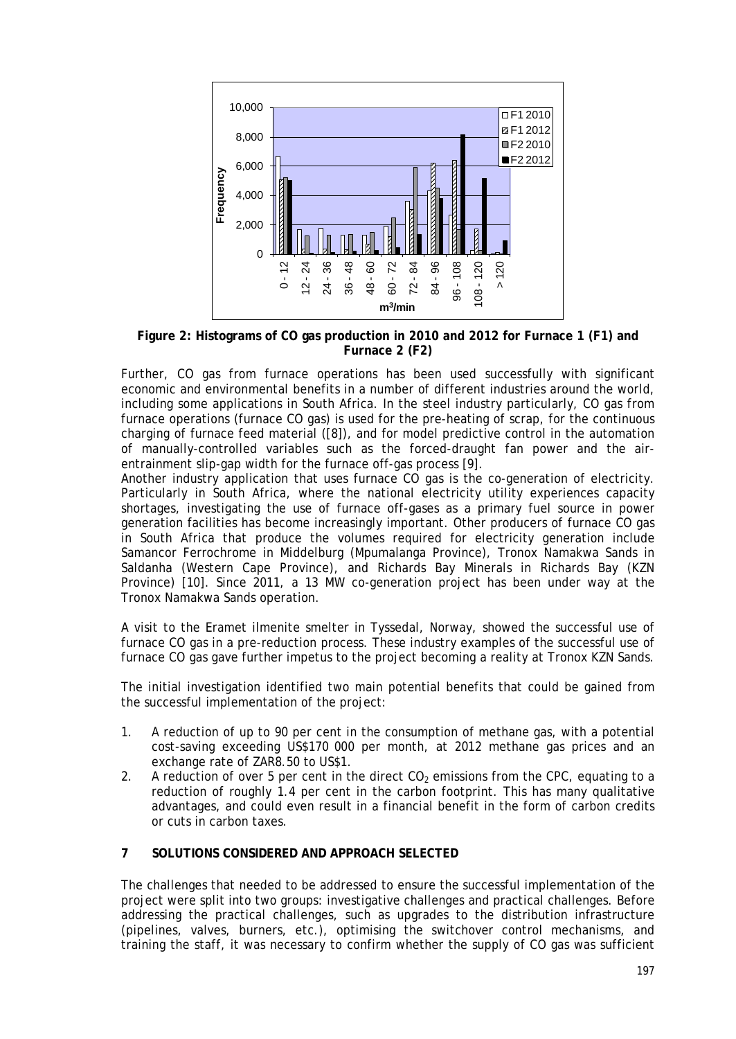**Figure 2: Histograms of CO gas production in 2010 and 2012 for Furnace 1 (F1) and Furnace 2 (F2)**

Further, CO gas from furnace operations has been used successfully with significant economic and environmental benefits in a number of different industries around the world, including some applications in South Africa. In the steel industry particularly, CO gas from furnace operations (furnace CO gas) is used for the pre-heating of scrap, for the continuous charging of furnace feed material ([8]), and for model predictive control in the automation of manually-controlled variables such as the forced-draught fan power and the air-entrainment slip-gap width for the furnace off-gas process [9].

Another industry application that uses furnace CO gas is the co-generation of electricity. Particularly in South Africa, where the national electricity utility experiences capacity shortages, investigating the use of furnace off-gases as a primary fuel source in power generation facilities has become increasingly important. Other producers of furnace CO gas in South Africa that produce the volumes required for electricity generation include Samancor Ferrochrome in Middelburg (Mpumalanga Province), Tronox Namakwa Sands in Saldanha (Western Cape Province), and Richards Bay Minerals in Richards Bay (KZN Province) [10]. Since 2011, a 13 MW co-generation project has been under way at the Tronox Namakwa Sands operation.

A visit to the Eramet ilmenite smelter in Tyssedal, Norway, showed the successful use of furnace CO gas in a pre-reduction process. These industry examples of the successful use of furnace CO gas gave further impetus to the project becoming a reality at Tronox KZN Sands.

The initial investigation identified two main potential benefits that could be gained from the successful implementation of the project:

1. A reduction of up to 90 per cent in the consumption of methane gas, with a potential cost-saving exceeding US$170 000 per month, at 2012 methane gas prices and an exchange rate of ZAR8.50 to US$1.
2. A reduction of over 5 per cent in the direct $CO_2$ emissions from the CPC, equating to a reduction of roughly 1.4 per cent in the carbon footprint. This has many qualitative advantages, and could even result in a financial benefit in the form of carbon credits or cuts in carbon taxes.

## 7 SOLUTIONS CONSIDERED AND APPROACH SELECTED

The challenges that needed to be addressed to ensure the successful implementation of the project were split into two groups: investigative challenges and practical challenges. Before addressing the practical challenges, such as upgrades to the distribution infrastructure (pipelines, valves, burners, etc.), optimising the switchover control mechanisms, and training the staff, it was necessary to confirm whether the supply of CO gas was sufficient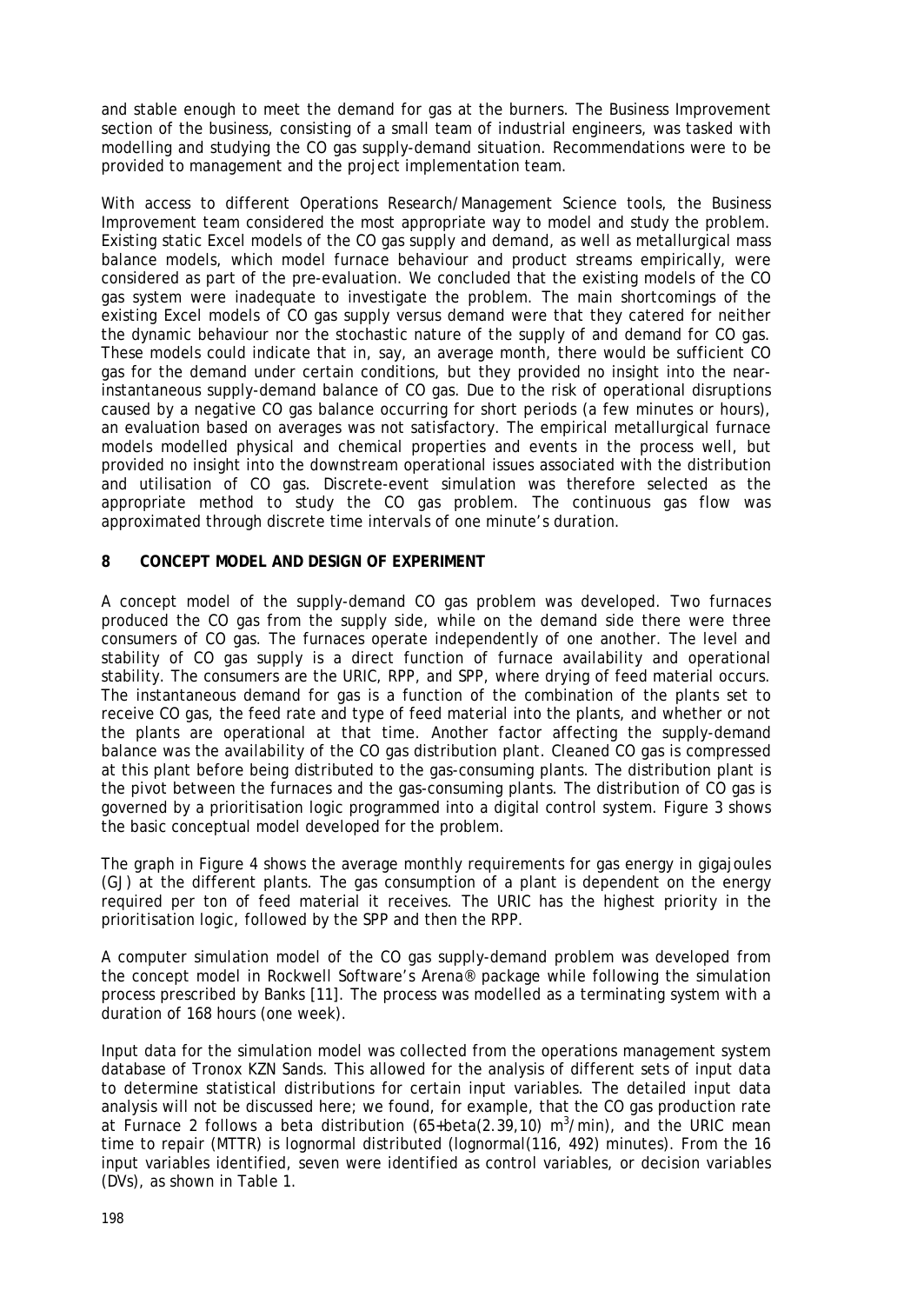and stable enough to meet the demand for gas at the burners. The Business Improvement section of the business, consisting of a small team of industrial engineers, was tasked with modelling and studying the CO gas supply-demand situation. Recommendations were to be provided to management and the project implementation team.

With access to different Operations Research/Management Science tools, the Business Improvement team considered the most appropriate way to model and study the problem. Existing static Excel models of the CO gas supply and demand, as well as metallurgical mass balance models, which model furnace behaviour and product streams empirically, were considered as part of the pre-evaluation. We concluded that the existing models of the CO gas system were inadequate to investigate the problem. The main shortcomings of the existing Excel models of CO gas supply versus demand were that they catered for neither the dynamic behaviour nor the stochastic nature of the supply of and demand for CO gas. These models could indicate that in, say, an average month, there would be sufficient CO gas for the demand under certain conditions, but they provided no insight into the near-instantaneous supply-demand balance of CO gas. Due to the risk of operational disruptions caused by a negative CO gas balance occurring for short periods (a few minutes or hours), an evaluation based on averages was not satisfactory. The empirical metallurgical furnace models modelled physical and chemical properties and events in the process well, but provided no insight into the downstream operational issues associated with the distribution and utilisation of CO gas. Discrete-event simulation was therefore selected as the appropriate method to study the CO gas problem. The continuous gas flow was approximated through discrete time intervals of one minute's duration.

## 8 CONCEPT MODEL AND DESIGN OF EXPERIMENT

A concept model of the supply-demand CO gas problem was developed. Two furnaces produced the CO gas from the supply side, while on the demand side there were three consumers of CO gas. The furnaces operate independently of one another. The level and stability of CO gas supply is a direct function of furnace availability and operational stability. The consumers are the URIC, RPP, and SPP, where drying of feed material occurs. The instantaneous demand for gas is a function of the combination of the plants set to receive CO gas, the feed rate and type of feed material into the plants, and whether or not the plants are operational at that time. Another factor affecting the supply-demand balance was the availability of the CO gas distribution plant. Cleaned CO gas is compressed at this plant before being distributed to the gas-consuming plants. The distribution plant is the pivot between the furnaces and the gas-consuming plants. The distribution of CO gas is governed by a prioritisation logic programmed into a digital control system. Figure 3 shows the basic conceptual model developed for the problem.

The graph in Figure 4 shows the average monthly requirements for gas energy in gigajoules (GJ) at the different plants. The gas consumption of a plant is dependent on the energy required per ton of feed material it receives. The URIC has the highest priority in the prioritisation logic, followed by the SPP and then the RPP.

A computer simulation model of the CO gas supply-demand problem was developed from the concept model in Rockwell Software's Arena® package while following the simulation process prescribed by Banks [11]. The process was modelled as a terminating system with a duration of 168 hours (one week).

Input data for the simulation model was collected from the operations management system database of Tronox KZN Sands. This allowed for the analysis of different sets of input data to determine statistical distributions for certain input variables. The detailed input data analysis will not be discussed here; we found, for example, that the CO gas production rate at Furnace 2 follows a beta distribution (65+beta(2.39,10) $m^3$/min), and the URIC mean time to repair (MTTR) is lognormal distributed (lognormal(116, 492) minutes). From the 16 input variables identified, seven were identified as control variables, or decision variables (DVs), as shown in Table 1.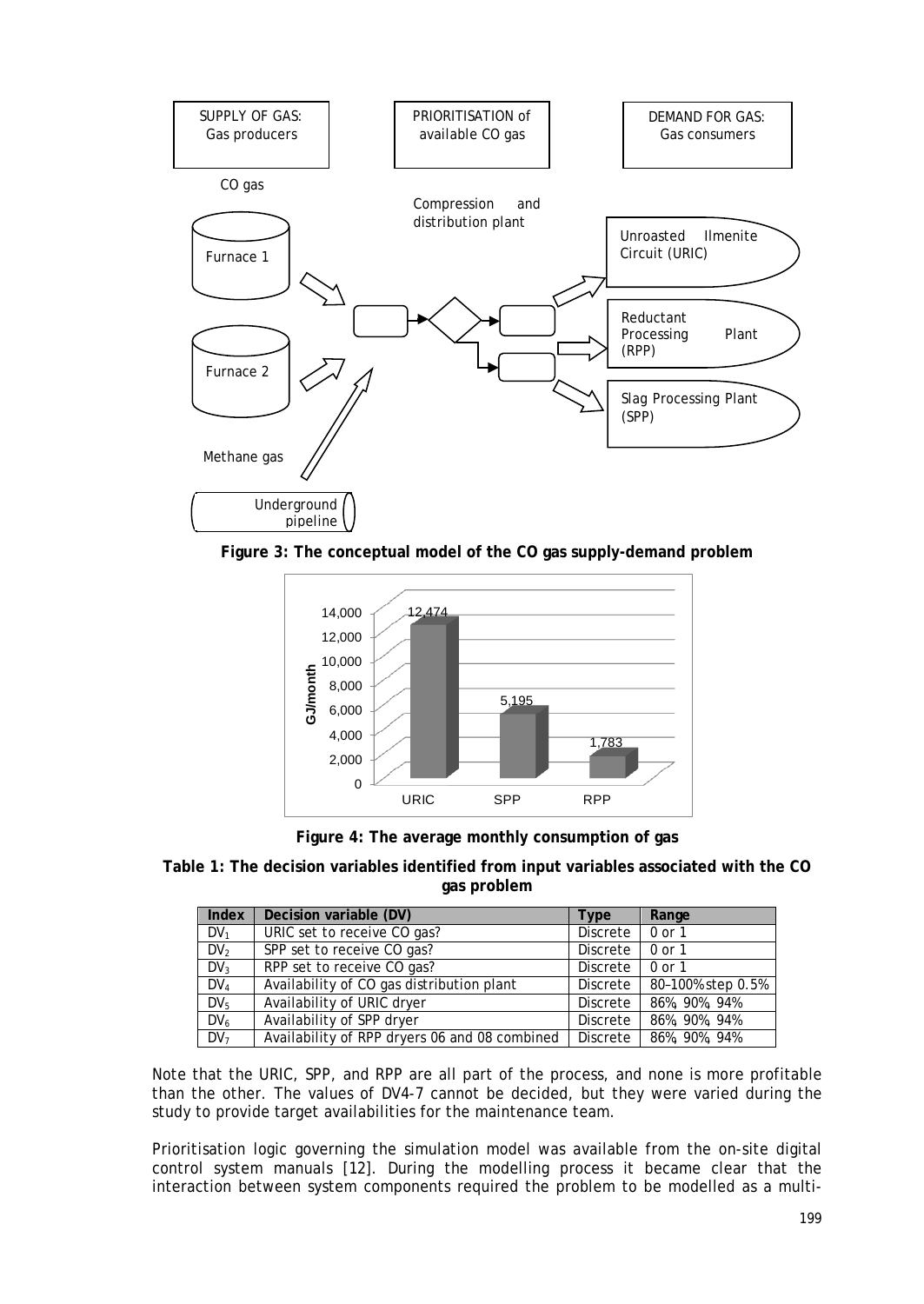SUPPLY OF GAS: Gas producers

PRIORITISATION of available CO gas

DEMAND FOR GAS: Gas consumers

CO gas

Compression and distribution plant

Furnace 1

Furnace 2

Methane gas

Underground pipeline

Unroasted Ilmenite Circuit (URIC)

Reductant Processing Plant (RPP)

Slag Processing Plant (SPP)

**Figure 3: The conceptual model of the CO gas supply-demand problem**

| | GJ/month |
|---|---|
| URIC | 12,474 |
| SPP | 5,195 |
| RPP | 1,783 |

**Figure 4: The average monthly consumption of gas**

**Table 1: The decision variables identified from input variables associated with the CO gas problem**

| Index | Decision variable (DV) | Type | Range |
|---|---|---|---|
| $DV_1$ | URIC set to receive CO gas? | Discrete | 0 or 1 |
| $DV_2$ | SPP set to receive CO gas? | Discrete | 0 or 1 |
| $DV_3$ | RPP set to receive CO gas? | Discrete | 0 or 1 |
| $DV_4$ | Availability of CO gas distribution plant | Discrete | 80–100% step 0.5% |
| $DV_5$ | Availability of URIC dryer | Discrete | 86%, 90%, 94% |
| $DV_6$ | Availability of SPP dryer | Discrete | 86%, 90%, 94% |
| $DV_7$ | Availability of RPP dryers 06 and 08 combined | Discrete | 86%, 90%, 94% |

Note that the URIC, SPP, and RPP are all part of the process, and none is more profitable than the other. The values of DV4-7 cannot be decided, but they were varied during the study to provide target availabilities for the maintenance team.

Prioritisation logic governing the simulation model was available from the on-site digital control system manuals [12]. During the modelling process it became clear that the interaction between system components required the problem to be modelled as a multi-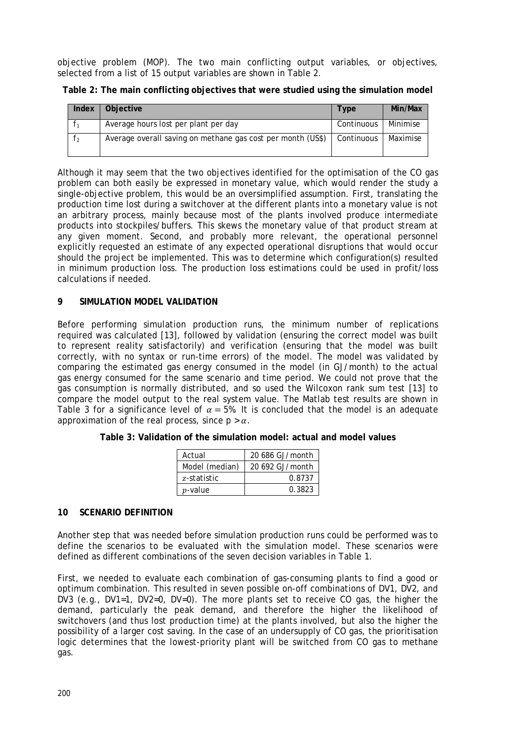objective problem (MOP). The two main conflicting output variables, or objectives, selected from a list of 15 output variables are shown in Table 2.

**Table 2: The main conflicting objectives that were studied using the simulation model**

| Index | Objective | Type | Min/Max |
|---|---|---|---|
| $f_1$ | Average hours lost per plant per day | Continuous | Minimise |
| $f_2$ | Average overall saving on methane gas cost per month (US$) | Continuous | Maximise |

Although it may seem that the two objectives identified for the optimisation of the CO gas problem can both easily be expressed in monetary value, which would render the study a single-objective problem, this would be an oversimplified assumption. First, translating the production time lost during a switchover at the different plants into a monetary value is not an arbitrary process, mainly because most of the plants involved produce intermediate products into stockpiles/buffers. This skews the monetary value of that product stream at any given moment. Second, and probably more relevant, the operational personnel explicitly requested an estimate of any expected operational disruptions that would occur should the project be implemented. This was to determine which configuration(s) resulted in minimum production loss. The production loss estimations could be used in profit/loss calculations if needed.

## 9 SIMULATION MODEL VALIDATION

Before performing simulation production runs, the minimum number of replications required was calculated [13], followed by validation (ensuring the correct model was built to represent reality satisfactorily) and verification (ensuring that the model was built correctly, with no syntax or run-time errors) of the model. The model was validated by comparing the estimated gas energy consumed in the model (in GJ/month) to the actual gas energy consumed for the same scenario and time period. We could not prove that the gas consumption is normally distributed, and so used the Wilcoxon rank sum test [13] to compare the model output to the real system value. The Matlab test results are shown in Table 3 for a significance level of $\alpha = 5\%$. It is concluded that the model is an adequate approximation of the real process, since $p > \alpha$.

**Table 3: Validation of the simulation model: actual and model values**

| | |
|---|---|
| Actual | 20 686 GJ/month |
| Model (median) | 20 692 GJ/month |
| $z$-statistic | 0.8737 |
| $p$-value | 0.3823 |

## 10 SCENARIO DEFINITION

Another step that was needed before simulation production runs could be performed was to define the scenarios to be evaluated with the simulation model. These scenarios were defined as different combinations of the seven decision variables in Table 1.

First, we needed to evaluate each combination of gas-consuming plants to find a good or optimum combination. This resulted in seven possible on-off combinations of DV1, DV2, and DV3 (e.g., DV1=1, DV2=0, DV=0). The more plants set to receive CO gas, the higher the demand, particularly the peak demand, and therefore the higher the likelihood of switchovers (and thus lost production time) at the plants involved, but also the higher the possibility of a larger cost saving. In the case of an undersupply of CO gas, the prioritisation logic determines that the lowest-priority plant will be switched from CO gas to methane gas.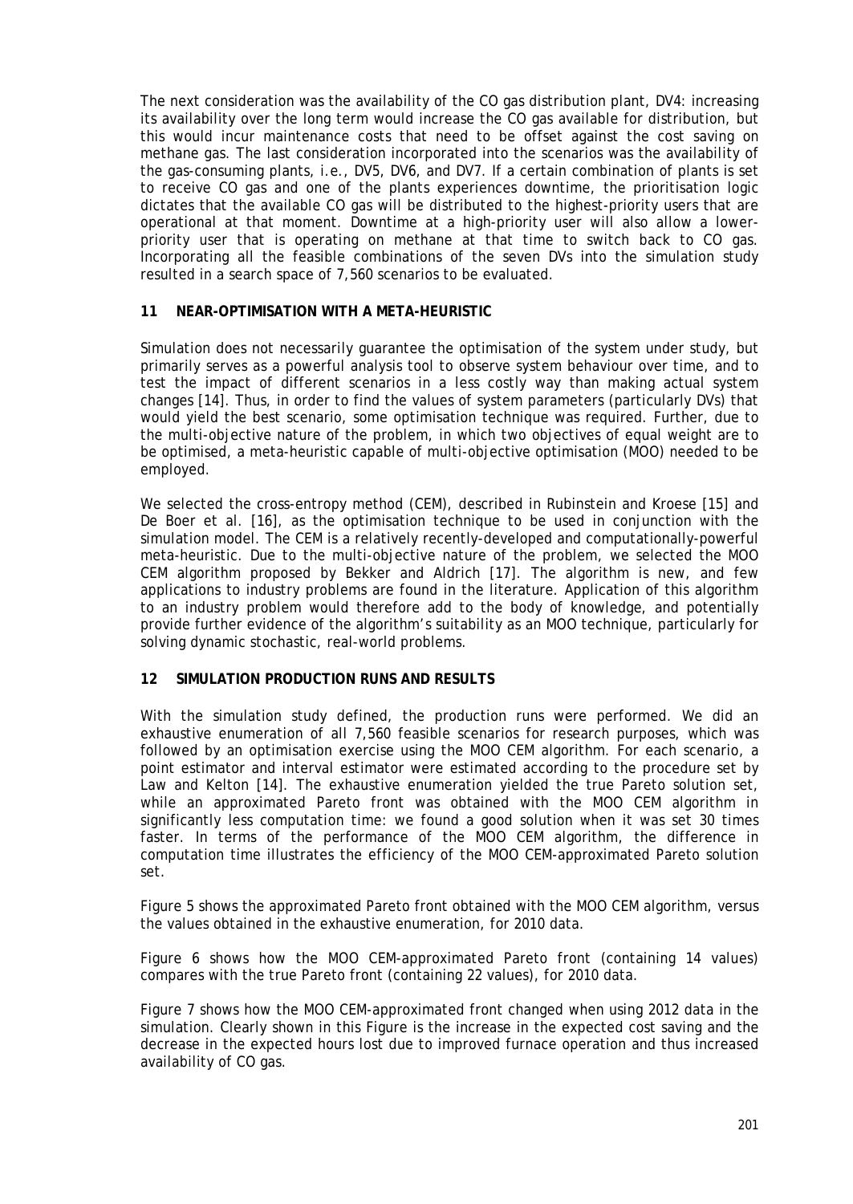The next consideration was the availability of the CO gas distribution plant, DV4: increasing its availability over the long term would increase the CO gas available for distribution, but this would incur maintenance costs that need to be offset against the cost saving on methane gas. The last consideration incorporated into the scenarios was the availability of the gas-consuming plants, i.e., DV5, DV6, and DV7. If a certain combination of plants is set to receive CO gas and one of the plants experiences downtime, the prioritisation logic dictates that the available CO gas will be distributed to the highest-priority users that are operational at that moment. Downtime at a high-priority user will also allow a lower-priority user that is operating on methane at that time to switch back to CO gas. Incorporating all the feasible combinations of the seven DVs into the simulation study resulted in a search space of 7,560 scenarios to be evaluated.

## 11 NEAR-OPTIMISATION WITH A META-HEURISTIC

Simulation does not necessarily guarantee the optimisation of the system under study, but primarily serves as a powerful analysis tool to observe system behaviour over time, and to test the impact of different scenarios in a less costly way than making actual system changes [14]. Thus, in order to find the values of system parameters (particularly DVs) that would yield the best scenario, some optimisation technique was required. Further, due to the multi-objective nature of the problem, in which two objectives of equal weight are to be optimised, a meta-heuristic capable of multi-objective optimisation (MOO) needed to be employed.

We selected the cross-entropy method (CEM), described in Rubinstein and Kroese [15] and De Boer et al. [16], as the optimisation technique to be used in conjunction with the simulation model. The CEM is a relatively recently-developed and computationally-powerful meta-heuristic. Due to the multi-objective nature of the problem, we selected the MOO CEM algorithm proposed by Bekker and Aldrich [17]. The algorithm is new, and few applications to industry problems are found in the literature. Application of this algorithm to an industry problem would therefore add to the body of knowledge, and potentially provide further evidence of the algorithm's suitability as an MOO technique, particularly for solving dynamic stochastic, real-world problems.

## 12 SIMULATION PRODUCTION RUNS AND RESULTS

With the simulation study defined, the production runs were performed. We did an exhaustive enumeration of all 7,560 feasible scenarios for research purposes, which was followed by an optimisation exercise using the MOO CEM algorithm. For each scenario, a point estimator and interval estimator were estimated according to the procedure set by Law and Kelton [14]. The exhaustive enumeration yielded the true Pareto solution set, while an approximated Pareto front was obtained with the MOO CEM algorithm in significantly less computation time: we found a good solution when it was set 30 times faster. In terms of the performance of the MOO CEM algorithm, the difference in computation time illustrates the efficiency of the MOO CEM-approximated Pareto solution set.

Figure 5 shows the approximated Pareto front obtained with the MOO CEM algorithm, versus the values obtained in the exhaustive enumeration, for 2010 data.

Figure 6 shows how the MOO CEM-approximated Pareto front (containing 14 values) compares with the true Pareto front (containing 22 values), for 2010 data.

Figure 7 shows how the MOO CEM-approximated front changed when using 2012 data in the simulation. Clearly shown in this Figure is the increase in the expected cost saving and the decrease in the expected hours lost due to improved furnace operation and thus increased availability of CO gas.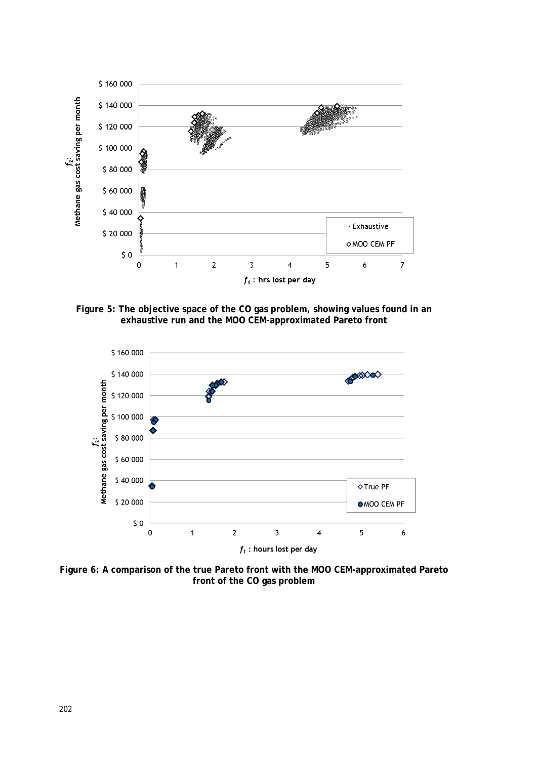**Figure 5: The objective space of the CO gas problem, showing values found in an exhaustive run and the MOO CEM-approximated Pareto front**

**Figure 6: A comparison of the true Pareto front with the MOO CEM-approximated Pareto front of the CO gas problem**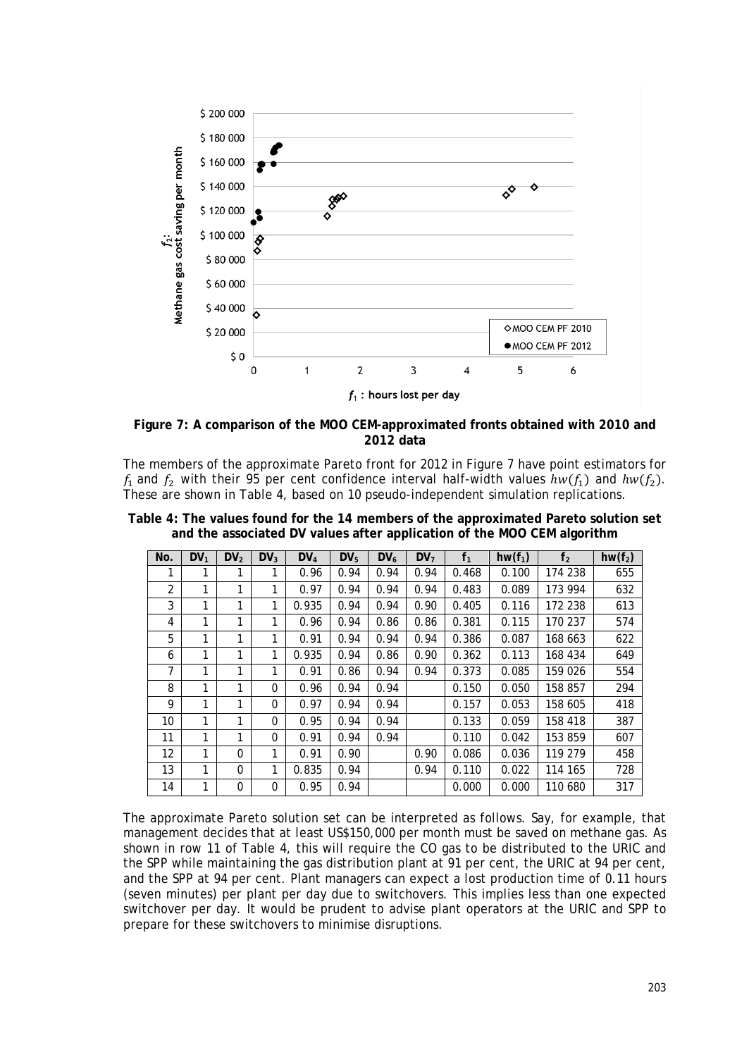**Figure 7: A comparison of the MOO CEM-approximated fronts obtained with 2010 and 2012 data**

The members of the approximate Pareto front for 2012 in Figure 7 have point estimators for $f_1$ and $f_2$ with their 95 per cent confidence interval half-width values $hw(f_1)$ and $hw(f_2)$. These are shown in Table 4, based on 10 pseudo-independent simulation replications.

**Table 4: The values found for the 14 members of the approximated Pareto solution set and the associated DV values after application of the MOO CEM algorithm**

| No. | $DV_1$ | $DV_2$ | $DV_3$ | $DV_4$ | $DV_5$ | $DV_6$ | $DV_7$ | $f_1$ | $hw(f_1)$ | $f_2$ | $hw(f_2)$ |
|---|---|---|---|---|---|---|---|---|---|---|---|
| 1 | 1 | 1 | 1 | 0.96 | 0.94 | 0.94 | 0.94 | 0.468 | 0.100 | 174 238 | 655 |
| 2 | 1 | 1 | 1 | 0.97 | 0.94 | 0.94 | 0.94 | 0.483 | 0.089 | 173 994 | 632 |
| 3 | 1 | 1 | 1 | 0.935 | 0.94 | 0.94 | 0.90 | 0.405 | 0.116 | 172 238 | 613 |
| 4 | 1 | 1 | 1 | 0.96 | 0.94 | 0.86 | 0.86 | 0.381 | 0.115 | 170 237 | 574 |
| 5 | 1 | 1 | 1 | 0.91 | 0.94 | 0.94 | 0.94 | 0.386 | 0.087 | 168 663 | 622 |
| 6 | 1 | 1 | 1 | 0.935 | 0.94 | 0.86 | 0.90 | 0.362 | 0.113 | 168 434 | 649 |
| 7 | 1 | 1 | 1 | 0.91 | 0.86 | 0.94 | 0.94 | 0.373 | 0.085 | 159 026 | 554 |
| 8 | 1 | 1 | 0 | 0.96 | 0.94 | 0.94 | | 0.150 | 0.050 | 158 857 | 294 |
| 9 | 1 | 1 | 0 | 0.97 | 0.94 | 0.94 | | 0.157 | 0.053 | 158 605 | 418 |
| 10 | 1 | 1 | 0 | 0.95 | 0.94 | 0.94 | | 0.133 | 0.059 | 158 418 | 387 |
| 11 | 1 | 1 | 0 | 0.91 | 0.94 | 0.94 | | 0.110 | 0.042 | 153 859 | 607 |
| 12 | 1 | 0 | 1 | 0.91 | 0.90 | | 0.90 | 0.086 | 0.036 | 119 279 | 458 |
| 13 | 1 | 0 | 1 | 0.835 | 0.94 | | 0.94 | 0.110 | 0.022 | 114 165 | 728 |
| 14 | 1 | 0 | 0 | 0.95 | 0.94 | | | 0.000 | 0.000 | 110 680 | 317 |

The approximate Pareto solution set can be interpreted as follows. Say, for example, that management decides that at least US$150,000 per month must be saved on methane gas. As shown in row 11 of Table 4, this will require the CO gas to be distributed to the URIC and the SPP while maintaining the gas distribution plant at 91 per cent, the URIC at 94 per cent, and the SPP at 94 per cent. Plant managers can expect a lost production time of 0.11 hours (seven minutes) per plant per day due to switchovers. This implies less than one expected switchover per day. It would be prudent to advise plant operators at the URIC and SPP to prepare for these switchovers to minimise disruptions.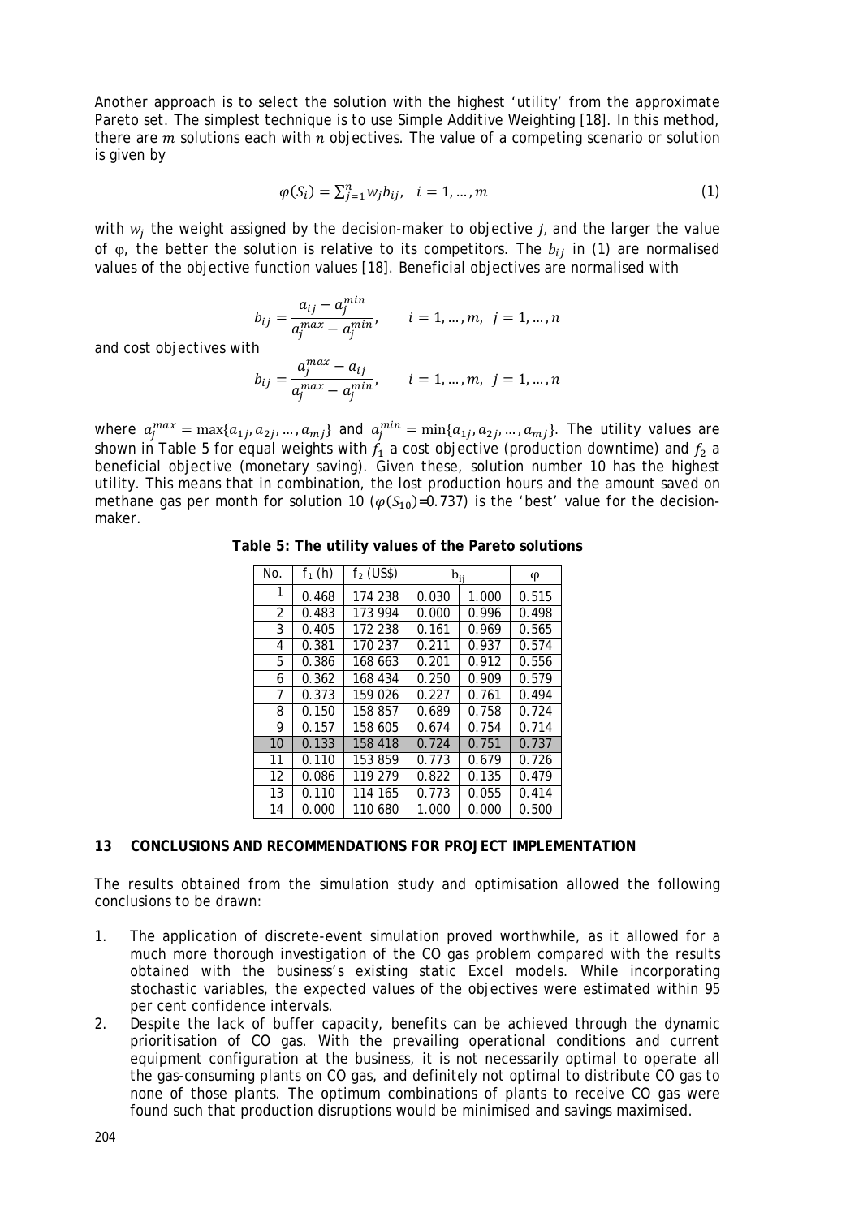Another approach is to select the solution with the highest 'utility' from the approximate Pareto set. The simplest technique is to use Simple Additive Weighting [18]. In this method, there are $m$ solutions each with $n$ objectives. The value of a competing scenario or solution is given by

$$\varphi(S_i) = \sum_{j=1}^{n} w_j b_{ij}, \quad i = 1, \dots, m \tag{1}$$

with $w_j$ the weight assigned by the decision-maker to objective $j$, and the larger the value of $\varphi$, the better the solution is relative to its competitors. The $b_{ij}$ in (1) are normalised values of the objective function values [18]. Beneficial objectives are normalised with

$$b_{ij} = \frac{a_{ij} - a_j^{min}}{a_j^{max} - a_j^{min}}, \qquad i = 1, \dots, m, \ j = 1, \dots, n$$

and cost objectives with

$$b_{ij} = \frac{a_j^{max} - a_{ij}}{a_j^{max} - a_j^{min}}, \qquad i = 1, \dots, m, \ j = 1, \dots, n$$

where $a_j^{max} = \max\{a_{1j}, a_{2j}, \dots, a_{mj}\}$ and $a_j^{min} = \min\{a_{1j}, a_{2j}, \dots, a_{mj}\}$. The utility values are shown in Table 5 for equal weights with $f_1$ a cost objective (production downtime) and $f_2$ a beneficial objective (monetary saving). Given these, solution number 10 has the highest utility. This means that in combination, the lost production hours and the amount saved on methane gas per month for solution 10 ($\varphi(S_{10})$=0.737) is the 'best' value for the decision-maker.

**Table 5: The utility values of the Pareto solutions**

| No. | $f_1$ (h) | $f_2$ (US$) | $b_{ij}$ | | $\varphi$ |
|---|---|---|---|---|---|
| 1 | 0.468 | 174 238 | 0.030 | 1.000 | 0.515 |
| 2 | 0.483 | 173 994 | 0.000 | 0.996 | 0.498 |
| 3 | 0.405 | 172 238 | 0.161 | 0.969 | 0.565 |
| 4 | 0.381 | 170 237 | 0.211 | 0.937 | 0.574 |
| 5 | 0.386 | 168 663 | 0.201 | 0.912 | 0.556 |
| 6 | 0.362 | 168 434 | 0.250 | 0.909 | 0.579 |
| 7 | 0.373 | 159 026 | 0.227 | 0.761 | 0.494 |
| 8 | 0.150 | 158 857 | 0.689 | 0.758 | 0.724 |
| 9 | 0.157 | 158 605 | 0.674 | 0.754 | 0.714 |
| 10 | 0.133 | 158 418 | 0.724 | 0.751 | 0.737 |
| 11 | 0.110 | 153 859 | 0.773 | 0.679 | 0.726 |
| 12 | 0.086 | 119 279 | 0.822 | 0.135 | 0.479 |
| 13 | 0.110 | 114 165 | 0.773 | 0.055 | 0.414 |
| 14 | 0.000 | 110 680 | 1.000 | 0.000 | 0.500 |

## 13 CONCLUSIONS AND RECOMMENDATIONS FOR PROJECT IMPLEMENTATION

The results obtained from the simulation study and optimisation allowed the following conclusions to be drawn:

1. The application of discrete-event simulation proved worthwhile, as it allowed for a much more thorough investigation of the CO gas problem compared with the results obtained with the business's existing static Excel models. While incorporating stochastic variables, the expected values of the objectives were estimated within 95 per cent confidence intervals.
2. Despite the lack of buffer capacity, benefits can be achieved through the dynamic prioritisation of CO gas. With the prevailing operational conditions and current equipment configuration at the business, it is not necessarily optimal to operate all the gas-consuming plants on CO gas, and definitely not optimal to distribute CO gas to none of those plants. The optimum combinations of plants to receive CO gas were found such that production disruptions would be minimised and savings maximised.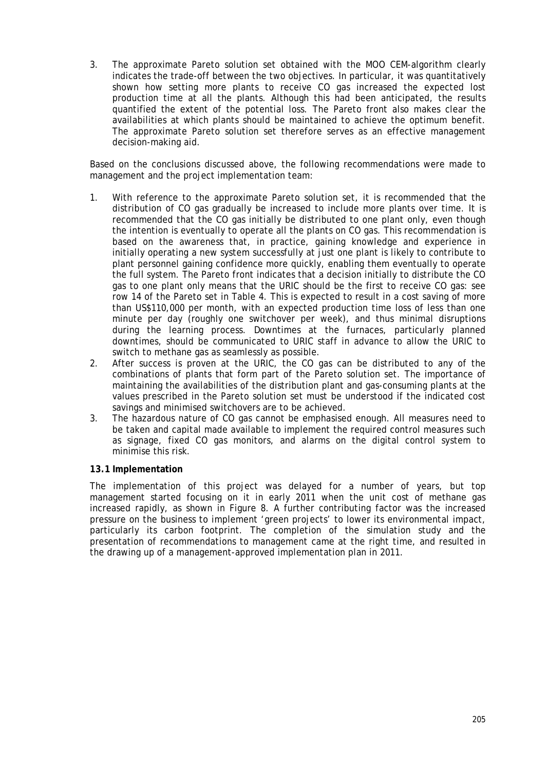3. The approximate Pareto solution set obtained with the MOO CEM-algorithm clearly indicates the trade-off between the two objectives. In particular, it was quantitatively shown how setting more plants to receive CO gas increased the expected lost production time at all the plants. Although this had been anticipated, the results quantified the extent of the potential loss. The Pareto front also makes clear the availabilities at which plants should be maintained to achieve the optimum benefit. The approximate Pareto solution set therefore serves as an effective management decision-making aid.

Based on the conclusions discussed above, the following recommendations were made to management and the project implementation team:

1. With reference to the approximate Pareto solution set, it is recommended that the distribution of CO gas gradually be increased to include more plants over time. It is recommended that the CO gas initially be distributed to one plant only, even though the intention is eventually to operate all the plants on CO gas. This recommendation is based on the awareness that, in practice, gaining knowledge and experience in initially operating a new system successfully at just one plant is likely to contribute to plant personnel gaining confidence more quickly, enabling them eventually to operate the full system. The Pareto front indicates that a decision initially to distribute the CO gas to one plant only means that the URIC should be the first to receive CO gas: see row 14 of the Pareto set in Table 4. This is expected to result in a cost saving of more than US$110,000 per month, with an expected production time loss of less than one minute per day (roughly one switchover per week), and thus minimal disruptions during the learning process. Downtimes at the furnaces, particularly planned downtimes, should be communicated to URIC staff in advance to allow the URIC to switch to methane gas as seamlessly as possible.
2. After success is proven at the URIC, the CO gas can be distributed to any of the combinations of plants that form part of the Pareto solution set. The importance of maintaining the availabilities of the distribution plant and gas-consuming plants at the values prescribed in the Pareto solution set must be understood if the indicated cost savings and minimised switchovers are to be achieved.
3. The hazardous nature of CO gas cannot be emphasised enough. All measures need to be taken and capital made available to implement the required control measures such as signage, fixed CO gas monitors, and alarms on the digital control system to minimise this risk.

### 13.1 Implementation

The implementation of this project was delayed for a number of years, but top management started focusing on it in early 2011 when the unit cost of methane gas increased rapidly, as shown in Figure 8. A further contributing factor was the increased pressure on the business to implement 'green projects' to lower its environmental impact, particularly its carbon footprint. The completion of the simulation study and the presentation of recommendations to management came at the right time, and resulted in the drawing up of a management-approved implementation plan in 2011.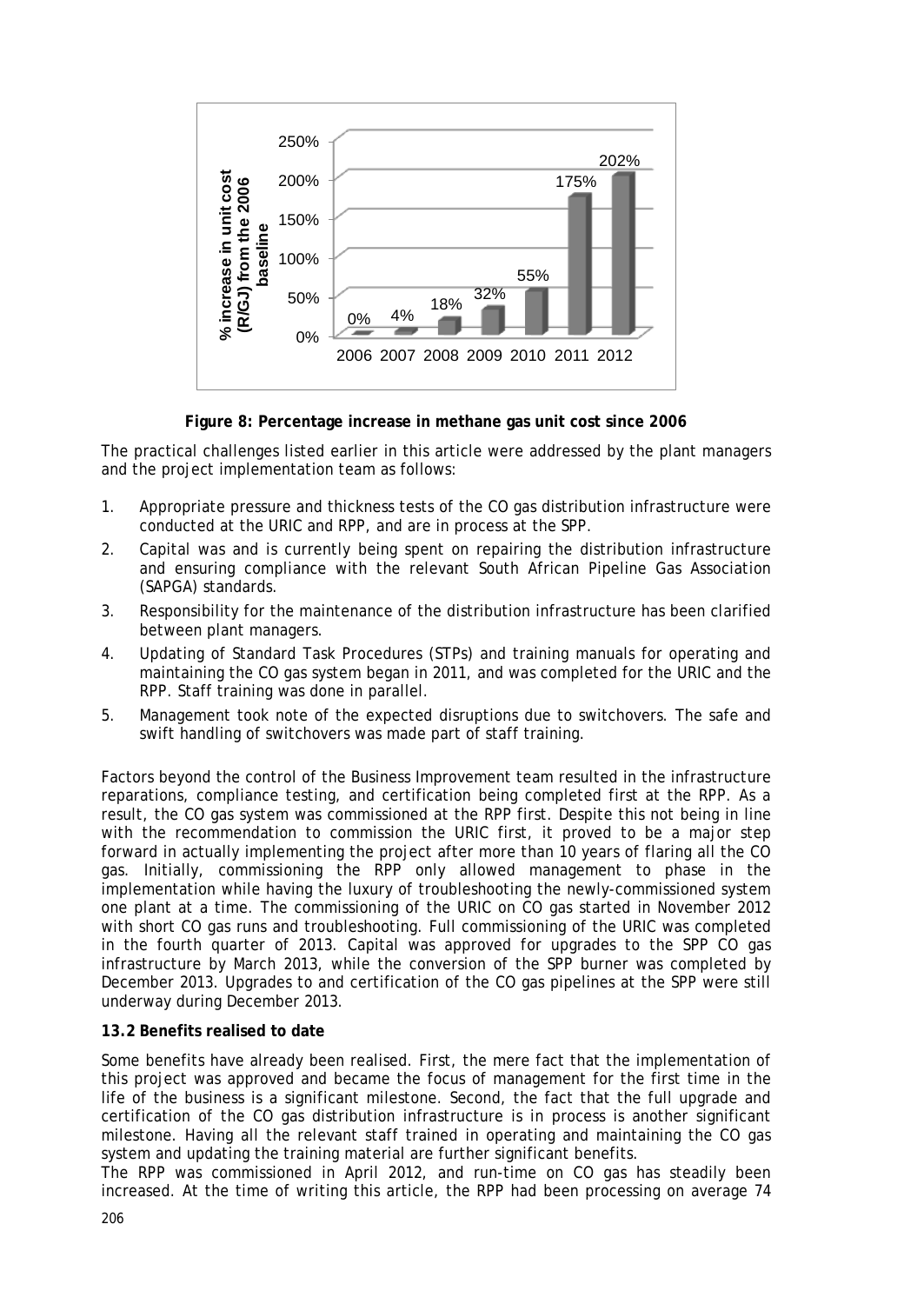| Year | % increase in unit cost (R/GJ) from the 2006 baseline |
| --- | --- |
| 2006 | 0% |
| 2007 | 4% |
| 2008 | 18% |
| 2009 | 32% |
| 2010 | 55% |
| 2011 | 175% |
| 2012 | 202% |

**Figure 8: Percentage increase in methane gas unit cost since 2006**

The practical challenges listed earlier in this article were addressed by the plant managers and the project implementation team as follows:

1. Appropriate pressure and thickness tests of the CO gas distribution infrastructure were conducted at the URIC and RPP, and are in process at the SPP.
2. Capital was and is currently being spent on repairing the distribution infrastructure and ensuring compliance with the relevant South African Pipeline Gas Association (SAPGA) standards.
3. Responsibility for the maintenance of the distribution infrastructure has been clarified between plant managers.
4. Updating of Standard Task Procedures (STPs) and training manuals for operating and maintaining the CO gas system began in 2011, and was completed for the URIC and the RPP. Staff training was done in parallel.
5. Management took note of the expected disruptions due to switchovers. The safe and swift handling of switchovers was made part of staff training.

Factors beyond the control of the Business Improvement team resulted in the infrastructure reparations, compliance testing, and certification being completed first at the RPP. As a result, the CO gas system was commissioned at the RPP first. Despite this not being in line with the recommendation to commission the URIC first, it proved to be a major step forward in actually implementing the project after more than 10 years of flaring all the CO gas. Initially, commissioning the RPP only allowed management to phase in the implementation while having the luxury of troubleshooting the newly-commissioned system one plant at a time. The commissioning of the URIC on CO gas started in November 2012 with short CO gas runs and troubleshooting. Full commissioning of the URIC was completed in the fourth quarter of 2013. Capital was approved for upgrades to the SPP CO gas infrastructure by March 2013, while the conversion of the SPP burner was completed by December 2013. Upgrades to and certification of the CO gas pipelines at the SPP were still underway during December 2013.

**13.2 Benefits realised to date**

Some benefits have already been realised. First, the mere fact that the implementation of this project was approved and became the focus of management for the first time in the life of the business is a significant milestone. Second, the fact that the full upgrade and certification of the CO gas distribution infrastructure is in process is another significant milestone. Having all the relevant staff trained in operating and maintaining the CO gas system and updating the training material are further significant benefits.

The RPP was commissioned in April 2012, and run-time on CO gas has steadily been increased. At the time of writing this article, the RPP had been processing on average 74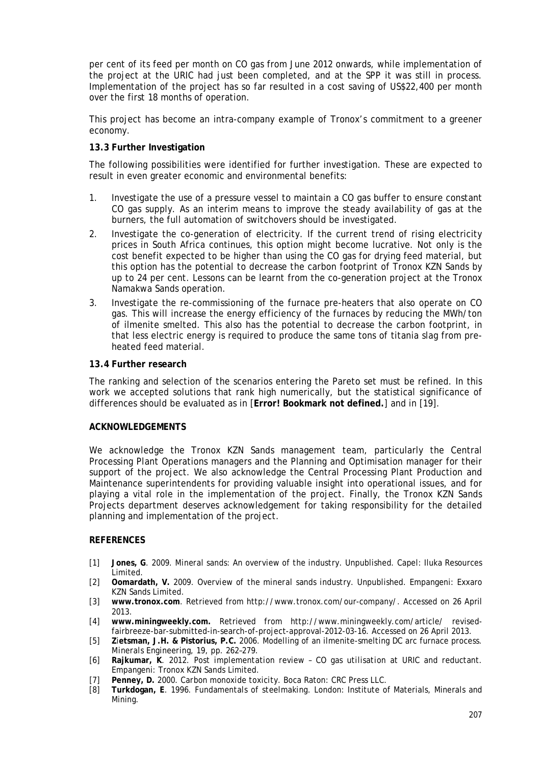per cent of its feed per month on CO gas from June 2012 onwards, while implementation of the project at the URIC had just been completed, and at the SPP it was still in process. Implementation of the project has so far resulted in a cost saving of US$22,400 per month over the first 18 months of operation.

This project has become an intra-company example of Tronox's commitment to a greener economy.

### 13.3 Further Investigation

The following possibilities were identified for further investigation. These are expected to result in even greater economic and environmental benefits:

1. Investigate the use of a pressure vessel to maintain a CO gas buffer to ensure constant CO gas supply. As an interim means to improve the steady availability of gas at the burners, the full automation of switchovers should be investigated.
2. Investigate the co-generation of electricity. If the current trend of rising electricity prices in South Africa continues, this option might become lucrative. Not only is the cost benefit expected to be higher than using the CO gas for drying feed material, but this option has the potential to decrease the carbon footprint of Tronox KZN Sands by up to 24 per cent. Lessons can be learnt from the co-generation project at the Tronox Namakwa Sands operation.
3. Investigate the re-commissioning of the furnace pre-heaters that also operate on CO gas. This will increase the energy efficiency of the furnaces by reducing the MWh/ton of ilmenite smelted. This also has the potential to decrease the carbon footprint, in that less electric energy is required to produce the same tons of titania slag from pre-heated feed material.

### 13.4 Further research

The ranking and selection of the scenarios entering the Pareto set must be refined. In this work we accepted solutions that rank high numerically, but the statistical significance of differences should be evaluated as in [**Error! Bookmark not defined.**] and in [19].

## ACKNOWLEDGEMENTS

We acknowledge the Tronox KZN Sands management team, particularly the Central Processing Plant Operations managers and the Planning and Optimisation manager for their support of the project. We also acknowledge the Central Processing Plant Production and Maintenance superintendents for providing valuable insight into operational issues, and for playing a vital role in the implementation of the project. Finally, the Tronox KZN Sands Projects department deserves acknowledgement for taking responsibility for the detailed planning and implementation of the project.

## REFERENCES

[1] **Jones, G**. 2009. *Mineral sands: An overview of the industry.* Unpublished. Capel: Iluka Resources Limited.

[2] **Oomardath, V.** 2009. *Overview of the mineral sands industry.* Unpublished. Empangeni: Exxaro KZN Sands Limited.

[3] **www.tronox.com**. Retrieved from http://www.tronox.com/our-company/. Accessed on 26 April 2013.

[4] **www.miningweekly.com.** Retrieved from http://www.miningweekly.com/article/ revised-fairbreeze-bar-submitted-in-search-of-project-approval-2012-03-16. Accessed on 26 April 2013.

[5] **Zietsman, J.H. & Pistorius, P.C.** 2006. Modelling of an ilmenite-smelting DC arc furnace process. *Minerals Engineering*, 19, pp. 262–279.

[6] **Rajkumar, K**. 2012. *Post implementation review – CO gas utilisation at URIC and reductant.* Empangeni: Tronox KZN Sands Limited.

[7] **Penney, D.** 2000. *Carbon monoxide toxicity.* Boca Raton: CRC Press LLC.

[8] **Turkdogan, E**. 1996. *Fundamentals of steelmaking.* London: Institute of Materials, Minerals and Mining.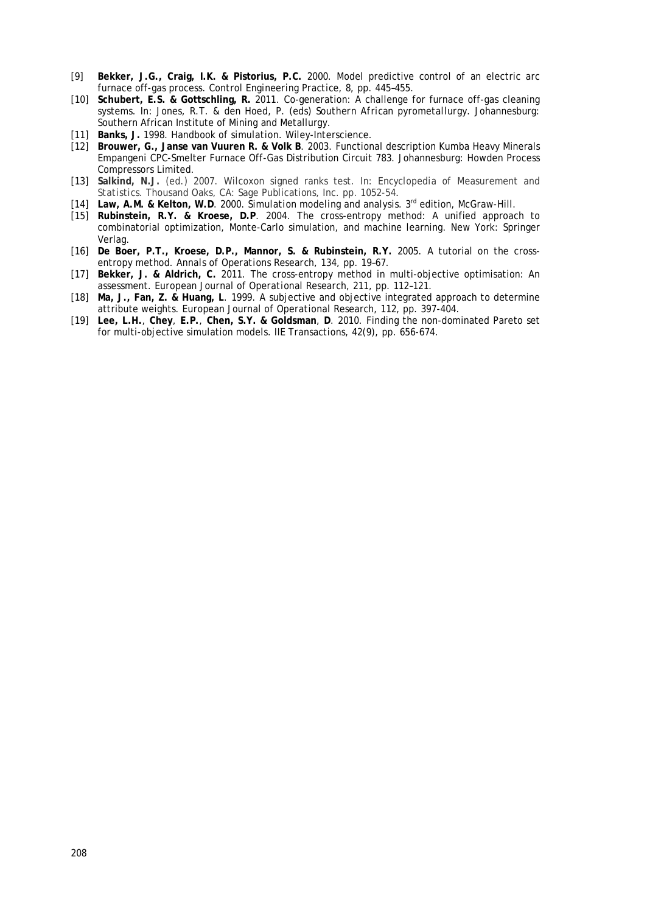[9] **Bekker, J.G., Craig, I.K. & Pistorius, P.C.** 2000. Model predictive control of an electric arc furnace off-gas process. *Control Engineering Practice*, 8, pp. 445–455.

[10] **Schubert, E.S. & Gottschling, R.** 2011. Co-generation: A challenge for furnace off-gas cleaning systems. In: Jones, R.T. & den Hoed, P. (eds) *Southern African pyrometallurgy*. Johannesburg: Southern African Institute of Mining and Metallurgy.

[11] **Banks, J.** 1998. *Handbook of simulation*. Wiley-Interscience.

[12] **Brouwer, G., Janse van Vuuren R. & Volk B**. 2003. Functional description Kumba Heavy Minerals Empangeni CPC-Smelter Furnace Off-Gas Distribution Circuit 783. Johannesburg: Howden Process Compressors Limited.

[13] **Salkind, N.J.** (ed.) 2007. Wilcoxon signed ranks test. In: *Encyclopedia of Measurement and Statistics*. Thousand Oaks, CA: Sage Publications, Inc. pp. 1052-54.

[14] **Law, A.M. & Kelton, W.D**. 2000. *Simulation modeling and analysis*. 3rd edition, McGraw-Hill.

[15] **Rubinstein, R.Y. & Kroese, D.P**. 2004. *The cross-entropy method: A unified approach to combinatorial optimization, Monte-Carlo simulation, and machine learning*. New York: Springer Verlag.

[16] **De Boer, P.T., Kroese, D.P., Mannor, S. & Rubinstein, R.Y.** 2005. A tutorial on the cross-entropy method. *Annals of Operations Research*, 134, pp. 19–67.

[17] **Bekker, J. & Aldrich, C.** 2011. The cross-entropy method in multi-objective optimisation: An assessment. *European Journal of Operational Research*, 211, pp. 112–121.

[18] **Ma, J., Fan, Z. & Huang, L**. 1999. A subjective and objective integrated approach to determine attribute weights. *European Journal of Operational Research*, 112, pp. 397-404.

[19] **Lee, L.H.**, **Chey**, **E.P.**, **Chen, S.Y. & Goldsman**, **D**. 2010. Finding the non-dominated Pareto set for multi-objective simulation models. *IIE Transactions*, 42(9), pp. 656-674.